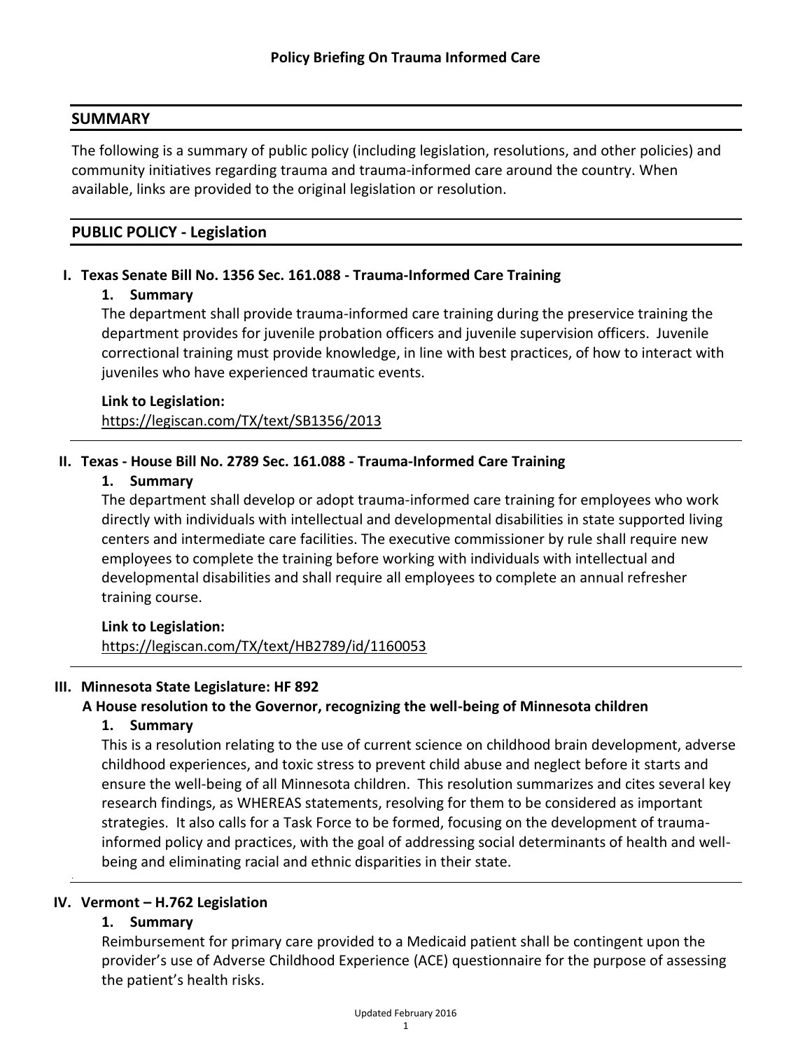# Policy Briefing On Trauma Informed Care

## SUMMARY

The following is a summary of public policy (including legislation, resolutions, and other policies) and community initiatives regarding trauma and trauma-informed care around the country. When available, links are provided to the original legislation or resolution.

## PUBLIC POLICY - Legislation

### I. Texas Senate Bill No. 1356 Sec. 161.088 - Trauma-Informed Care Training

**1. Summary**

The department shall provide trauma-informed care training during the preservice training the department provides for juvenile probation officers and juvenile supervision officers. Juvenile correctional training must provide knowledge, in line with best practices, of how to interact with juveniles who have experienced traumatic events.

**Link to Legislation:**
https://legiscan.com/TX/text/SB1356/2013

### II. Texas - House Bill No. 2789 Sec. 161.088 - Trauma-Informed Care Training

**1. Summary**

The department shall develop or adopt trauma-informed care training for employees who work directly with individuals with intellectual and developmental disabilities in state supported living centers and intermediate care facilities. The executive commissioner by rule shall require new employees to complete the training before working with individuals with intellectual and developmental disabilities and shall require all employees to complete an annual refresher training course.

**Link to Legislation:**
https://legiscan.com/TX/text/HB2789/id/1160053

### III. Minnesota State Legislature: HF 892

**A House resolution to the Governor, recognizing the well-being of Minnesota children**

**1. Summary**

This is a resolution relating to the use of current science on childhood brain development, adverse childhood experiences, and toxic stress to prevent child abuse and neglect before it starts and ensure the well-being of all Minnesota children. This resolution summarizes and cites several key research findings, as WHEREAS statements, resolving for them to be considered as important strategies. It also calls for a Task Force to be formed, focusing on the development of trauma-informed policy and practices, with the goal of addressing social determinants of health and well-being and eliminating racial and ethnic disparities in their state.

### IV. Vermont – H.762 Legislation

**1. Summary**

Reimbursement for primary care provided to a Medicaid patient shall be contingent upon the provider's use of Adverse Childhood Experience (ACE) questionnaire for the purpose of assessing the patient's health risks.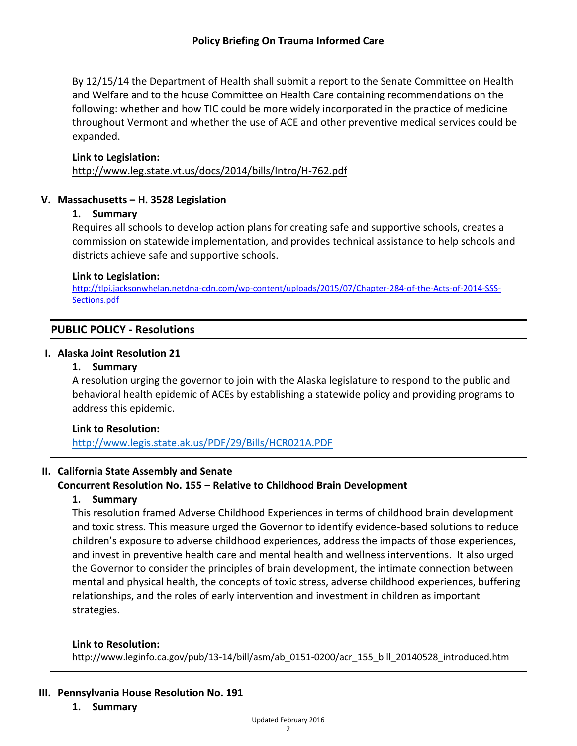By 12/15/14 the Department of Health shall submit a report to the Senate Committee on Health and Welfare and to the house Committee on Health Care containing recommendations on the following: whether and how TIC could be more widely incorporated in the practice of medicine throughout Vermont and whether the use of ACE and other preventive medical services could be expanded.

**Link to Legislation:**
http://www.leg.state.vt.us/docs/2014/bills/Intro/H-762.pdf

### V. Massachusetts – H. 3528 Legislation

**1. Summary**

Requires all schools to develop action plans for creating safe and supportive schools, creates a commission on statewide implementation, and provides technical assistance to help schools and districts achieve safe and supportive schools.

**Link to Legislation:**
http://tlpi.jacksonwhelan.netdna-cdn.com/wp-content/uploads/2015/07/Chapter-284-of-the-Acts-of-2014-SSS-Sections.pdf

## PUBLIC POLICY - Resolutions

### I. Alaska Joint Resolution 21

**1. Summary**

A resolution urging the governor to join with the Alaska legislature to respond to the public and behavioral health epidemic of ACEs by establishing a statewide policy and providing programs to address this epidemic.

**Link to Resolution:**
http://www.legis.state.ak.us/PDF/29/Bills/HCR021A.PDF

### II. California State Assembly and Senate Concurrent Resolution No. 155 – Relative to Childhood Brain Development

**1. Summary**

This resolution framed Adverse Childhood Experiences in terms of childhood brain development and toxic stress. This measure urged the Governor to identify evidence-based solutions to reduce children's exposure to adverse childhood experiences, address the impacts of those experiences, and invest in preventive health care and mental health and wellness interventions. It also urged the Governor to consider the principles of brain development, the intimate connection between mental and physical health, the concepts of toxic stress, adverse childhood experiences, buffering relationships, and the roles of early intervention and investment in children as important strategies.

**Link to Resolution:**
http://www.leginfo.ca.gov/pub/13-14/bill/asm/ab_0151-0200/acr_155_bill_20140528_introduced.htm

### III. Pennsylvania House Resolution No. 191

**1. Summary**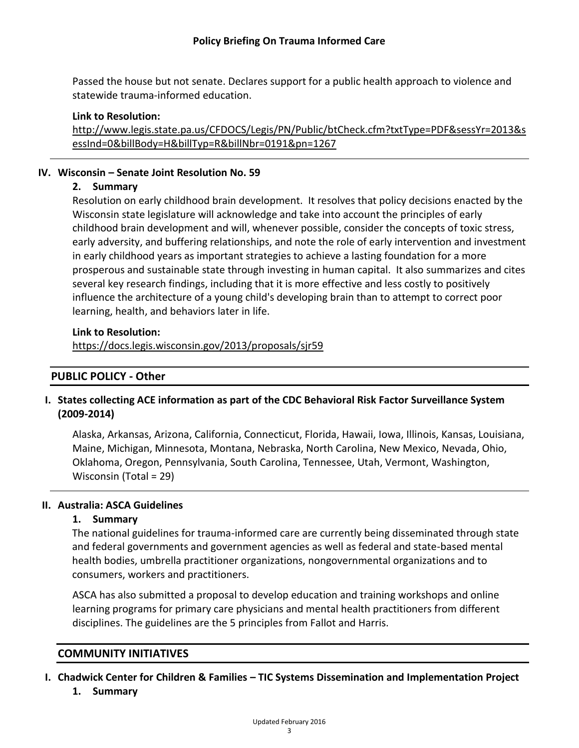Passed the house but not senate. Declares support for a public health approach to violence and statewide trauma-informed education.

**Link to Resolution:**
http://www.legis.state.pa.us/CFDOCS/Legis/PN/Public/btCheck.cfm?txtType=PDF&sessYr=2013&sessInd=0&billBody=H&billTyp=R&billNbr=0191&pn=1267

---

**IV. Wisconsin – Senate Joint Resolution No. 59**

**2. Summary**

Resolution on early childhood brain development. It resolves that policy decisions enacted by the Wisconsin state legislature will acknowledge and take into account the principles of early childhood brain development and will, whenever possible, consider the concepts of toxic stress, early adversity, and buffering relationships, and note the role of early intervention and investment in early childhood years as important strategies to achieve a lasting foundation for a more prosperous and sustainable state through investing in human capital. It also summarizes and cites several key research findings, including that it is more effective and less costly to positively influence the architecture of a young child's developing brain than to attempt to correct poor learning, health, and behaviors later in life.

**Link to Resolution:**
https://docs.legis.wisconsin.gov/2013/proposals/sjr59

## PUBLIC POLICY - Other

**I. States collecting ACE information as part of the CDC Behavioral Risk Factor Surveillance System (2009-2014)**

Alaska, Arkansas, Arizona, California, Connecticut, Florida, Hawaii, Iowa, Illinois, Kansas, Louisiana, Maine, Michigan, Minnesota, Montana, Nebraska, North Carolina, New Mexico, Nevada, Ohio, Oklahoma, Oregon, Pennsylvania, South Carolina, Tennessee, Utah, Vermont, Washington, Wisconsin (Total = 29)

---

**II. Australia: ASCA Guidelines**

**1. Summary**

The national guidelines for trauma-informed care are currently being disseminated through state and federal governments and government agencies as well as federal and state-based mental health bodies, umbrella practitioner organizations, nongovernmental organizations and to consumers, workers and practitioners.

ASCA has also submitted a proposal to develop education and training workshops and online learning programs for primary care physicians and mental health practitioners from different disciplines. The guidelines are the 5 principles from Fallot and Harris.

## COMMUNITY INITIATIVES

**I. Chadwick Center for Children & Families – TIC Systems Dissemination and Implementation Project**

**1. Summary**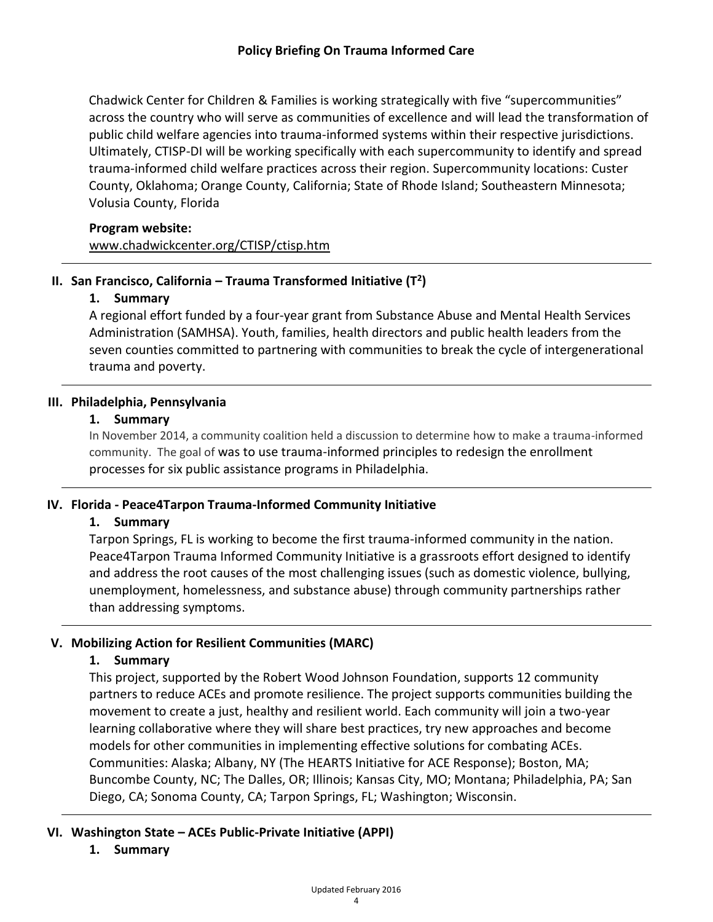Chadwick Center for Children & Families is working strategically with five "supercommunities" across the country who will serve as communities of excellence and will lead the transformation of public child welfare agencies into trauma-informed systems within their respective jurisdictions. Ultimately, CTISP-DI will be working specifically with each supercommunity to identify and spread trauma-informed child welfare practices across their region. Supercommunity locations: Custer County, Oklahoma; Orange County, California; State of Rhode Island; Southeastern Minnesota; Volusia County, Florida

**Program website:**
www.chadwickcenter.org/CTISP/ctisp.htm

---

## II. San Francisco, California – Trauma Transformed Initiative ($T^2$)

### 1. Summary

A regional effort funded by a four-year grant from Substance Abuse and Mental Health Services Administration (SAMHSA). Youth, families, health directors and public health leaders from the seven counties committed to partnering with communities to break the cycle of intergenerational trauma and poverty.

---

## III. Philadelphia, Pennsylvania

### 1. Summary

In November 2014, a community coalition held a discussion to determine how to make a trauma-informed community. The goal of was to use trauma-informed principles to redesign the enrollment processes for six public assistance programs in Philadelphia.

---

## IV. Florida - Peace4Tarpon Trauma-Informed Community Initiative

### 1. Summary

Tarpon Springs, FL is working to become the first trauma-informed community in the nation. Peace4Tarpon Trauma Informed Community Initiative is a grassroots effort designed to identify and address the root causes of the most challenging issues (such as domestic violence, bullying, unemployment, homelessness, and substance abuse) through community partnerships rather than addressing symptoms.

---

## V. Mobilizing Action for Resilient Communities (MARC)

### 1. Summary

This project, supported by the Robert Wood Johnson Foundation, supports 12 community partners to reduce ACEs and promote resilience. The project supports communities building the movement to create a just, healthy and resilient world. Each community will join a two-year learning collaborative where they will share best practices, try new approaches and become models for other communities in implementing effective solutions for combating ACEs. Communities: Alaska; Albany, NY (The HEARTS Initiative for ACE Response); Boston, MA; Buncombe County, NC; The Dalles, OR; Illinois; Kansas City, MO; Montana; Philadelphia, PA; San Diego, CA; Sonoma County, CA; Tarpon Springs, FL; Washington; Wisconsin.

---

## VI. Washington State – ACEs Public-Private Initiative (APPI)

### 1. Summary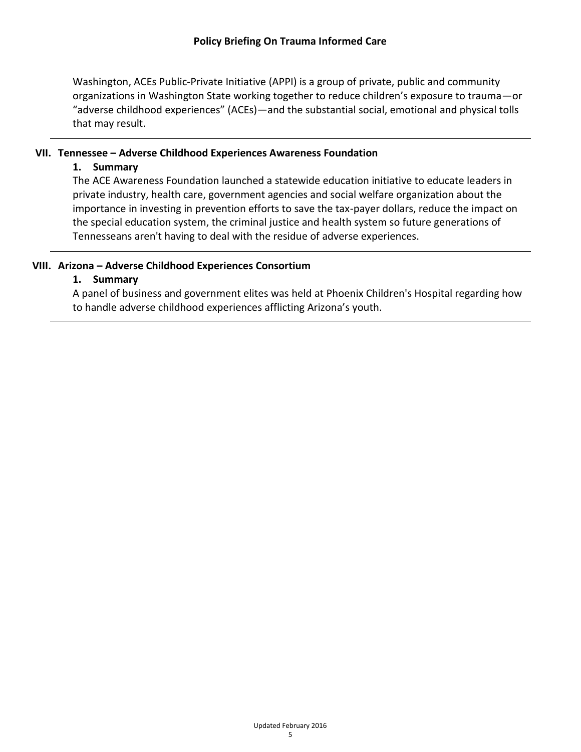Washington, ACEs Public-Private Initiative (APPI) is a group of private, public and community organizations in Washington State working together to reduce children's exposure to trauma—or "adverse childhood experiences" (ACEs)—and the substantial social, emotional and physical tolls that may result.

---

## VII. Tennessee – Adverse Childhood Experiences Awareness Foundation

### 1. Summary

The ACE Awareness Foundation launched a statewide education initiative to educate leaders in private industry, health care, government agencies and social welfare organization about the importance in investing in prevention efforts to save the tax-payer dollars, reduce the impact on the special education system, the criminal justice and health system so future generations of Tennesseans aren't having to deal with the residue of adverse experiences.

---

## VIII. Arizona – Adverse Childhood Experiences Consortium

### 1. Summary

A panel of business and government elites was held at Phoenix Children's Hospital regarding how to handle adverse childhood experiences afflicting Arizona's youth.

---